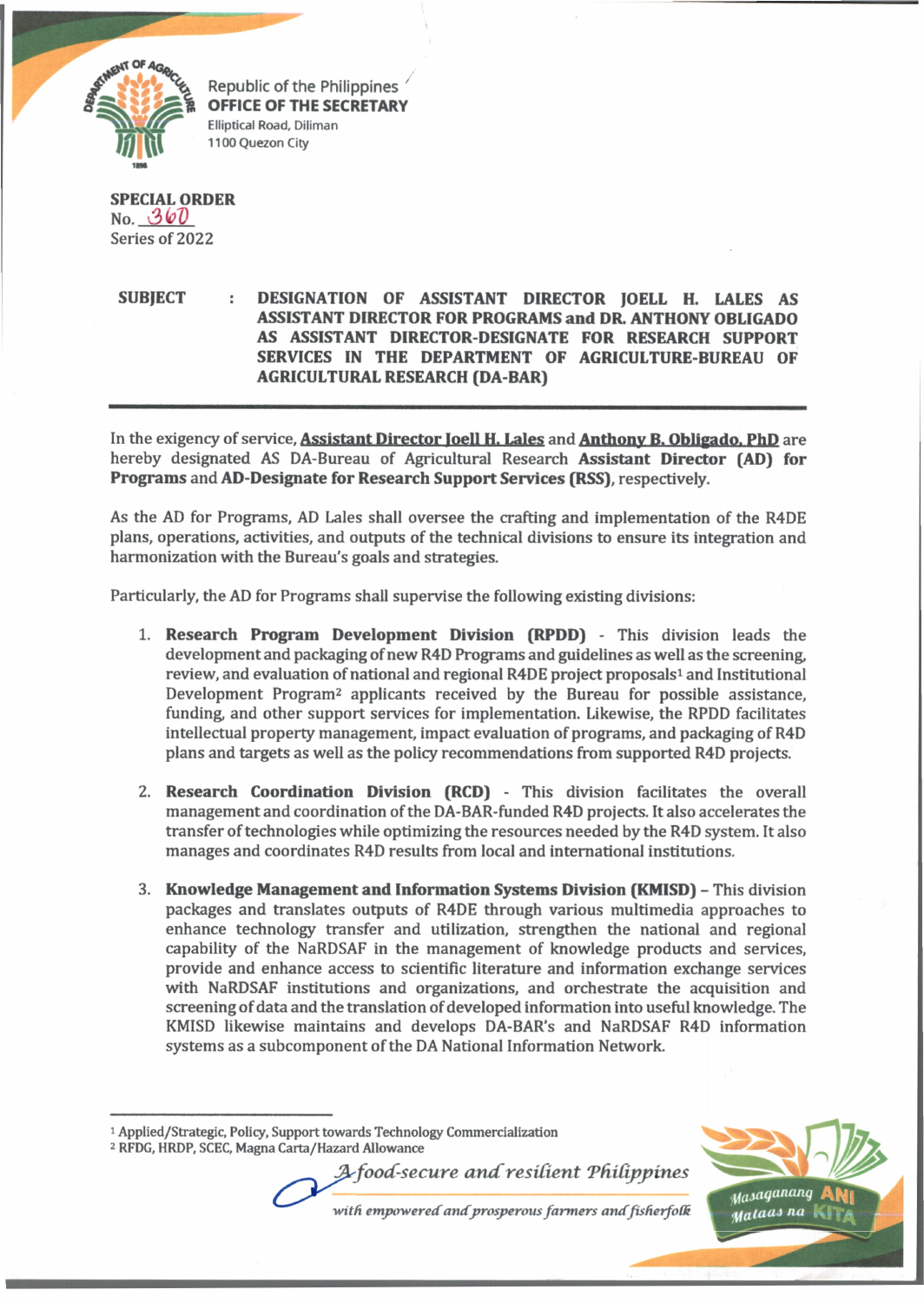Republic of the Philippines
**OFFICE OF THE SECRETARY**
Elliptical Road, Diliman
1100 Quezon City

**SPECIAL ORDER**
No. 360
Series of 2022

**SUBJECT : DESIGNATION OF ASSISTANT DIRECTOR JOELL H. LALES AS ASSISTANT DIRECTOR FOR PROGRAMS and DR. ANTHONY OBLIGADO AS ASSISTANT DIRECTOR-DESIGNATE FOR RESEARCH SUPPORT SERVICES IN THE DEPARTMENT OF AGRICULTURE-BUREAU OF AGRICULTURAL RESEARCH (DA-BAR)**

---

In the exigency of service, **Assistant Director Joell H. Lales** and **Anthony B. Obligado, PhD** are hereby designated AS DA-Bureau of Agricultural Research **Assistant Director (AD) for Programs** and **AD-Designate for Research Support Services (RSS)**, respectively.

As the AD for Programs, AD Lales shall oversee the crafting and implementation of the R4DE plans, operations, activities, and outputs of the technical divisions to ensure its integration and harmonization with the Bureau's goals and strategies.

Particularly, the AD for Programs shall supervise the following existing divisions:

1. **Research Program Development Division (RPDD)** - This division leads the development and packaging of new R4D Programs and guidelines as well as the screening, review, and evaluation of national and regional R4DE project proposals[1] and Institutional Development Program[2] applicants received by the Bureau for possible assistance, funding, and other support services for implementation. Likewise, the RPDD facilitates intellectual property management, impact evaluation of programs, and packaging of R4D plans and targets as well as the policy recommendations from supported R4D projects.

2. **Research Coordination Division (RCD)** - This division facilitates the overall management and coordination of the DA-BAR-funded R4D projects. It also accelerates the transfer of technologies while optimizing the resources needed by the R4D system. It also manages and coordinates R4D results from local and international institutions.

3. **Knowledge Management and Information Systems Division (KMISD)** – This division packages and translates outputs of R4DE through various multimedia approaches to enhance technology transfer and utilization, strengthen the national and regional capability of the NaRDSAF in the management of knowledge products and services, provide and enhance access to scientific literature and information exchange services with NaRDSAF institutions and organizations, and orchestrate the acquisition and screening of data and the translation of developed information into useful knowledge. The KMISD likewise maintains and develops DA-BAR's and NaRDSAF R4D information systems as a subcomponent of the DA National Information Network.

---

[1] Applied/Strategic, Policy, Support towards Technology Commercialization
[2] RFDG, HRDP, SCEC, Magna Carta/Hazard Allowance

*A food-secure and resilient Philippines*
*with empowered and prosperous farmers and fisherfolk*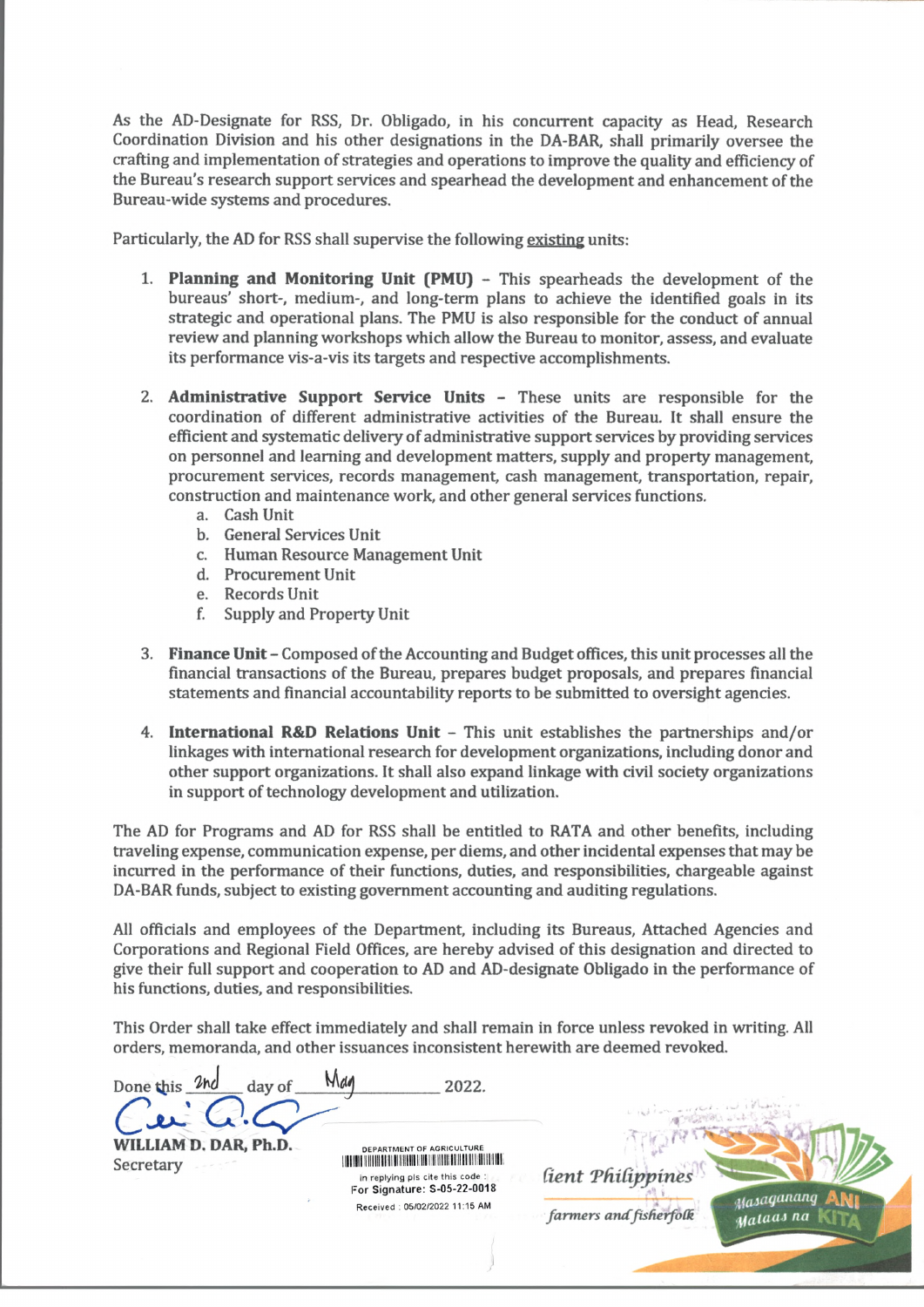As the AD-Designate for RSS, Dr. Obligado, in his concurrent capacity as Head, Research Coordination Division and his other designations in the DA-BAR, shall primarily oversee the crafting and implementation of strategies and operations to improve the quality and efficiency of the Bureau's research support services and spearhead the development and enhancement of the Bureau-wide systems and procedures.

Particularly, the AD for RSS shall supervise the following existing units:

1. **Planning and Monitoring Unit (PMU)** – This spearheads the development of the bureaus' short-, medium-, and long-term plans to achieve the identified goals in its strategic and operational plans. The PMU is also responsible for the conduct of annual review and planning workshops which allow the Bureau to monitor, assess, and evaluate its performance vis-a-vis its targets and respective accomplishments.

2. **Administrative Support Service Units** – These units are responsible for the coordination of different administrative activities of the Bureau. It shall ensure the efficient and systematic delivery of administrative support services by providing services on personnel and learning and development matters, supply and property management, procurement services, records management, cash management, transportation, repair, construction and maintenance work, and other general services functions.
   a. Cash Unit
   b. General Services Unit
   c. Human Resource Management Unit
   d. Procurement Unit
   e. Records Unit
   f. Supply and Property Unit

3. **Finance Unit** – Composed of the Accounting and Budget offices, this unit processes all the financial transactions of the Bureau, prepares budget proposals, and prepares financial statements and financial accountability reports to be submitted to oversight agencies.

4. **International R&D Relations Unit** – This unit establishes the partnerships and/or linkages with international research for development organizations, including donor and other support organizations. It shall also expand linkage with civil society organizations in support of technology development and utilization.

The AD for Programs and AD for RSS shall be entitled to RATA and other benefits, including traveling expense, communication expense, per diems, and other incidental expenses that may be incurred in the performance of their functions, duties, and responsibilities, chargeable against DA-BAR funds, subject to existing government accounting and auditing regulations.

All officials and employees of the Department, including its Bureaus, Attached Agencies and Corporations and Regional Field Offices, are hereby advised of this designation and directed to give their full support and cooperation to AD and AD-designate Obligado in the performance of his functions, duties, and responsibilities.

This Order shall take effect immediately and shall remain in force unless revoked in writing. All orders, memoranda, and other issuances inconsistent herewith are deemed revoked.

Done this 2nd day of May 2022.

**WILLIAM D. DAR, Ph.D.**
Secretary

DEPARTMENT OF AGRICULTURE
in replying pls cite this code :
For Signature: S-05-22-0018
Received : 05/02/2022 11:15 AM